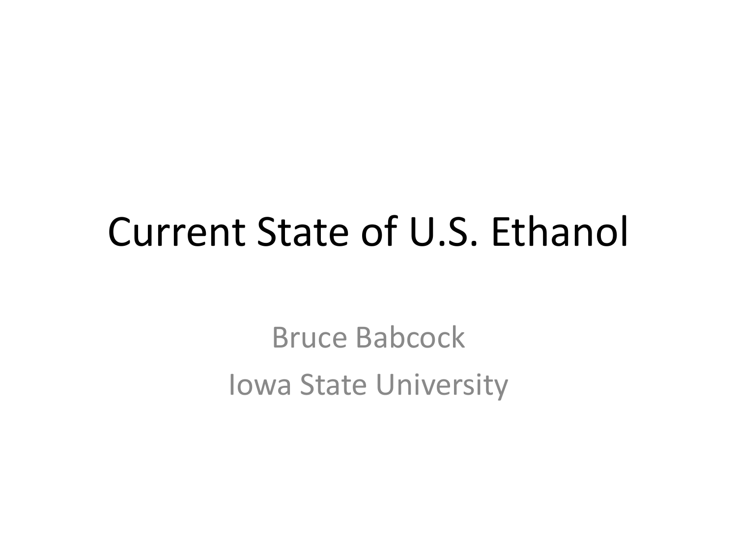# Current State of U.S. Ethanol

Bruce Babcock

Iowa State University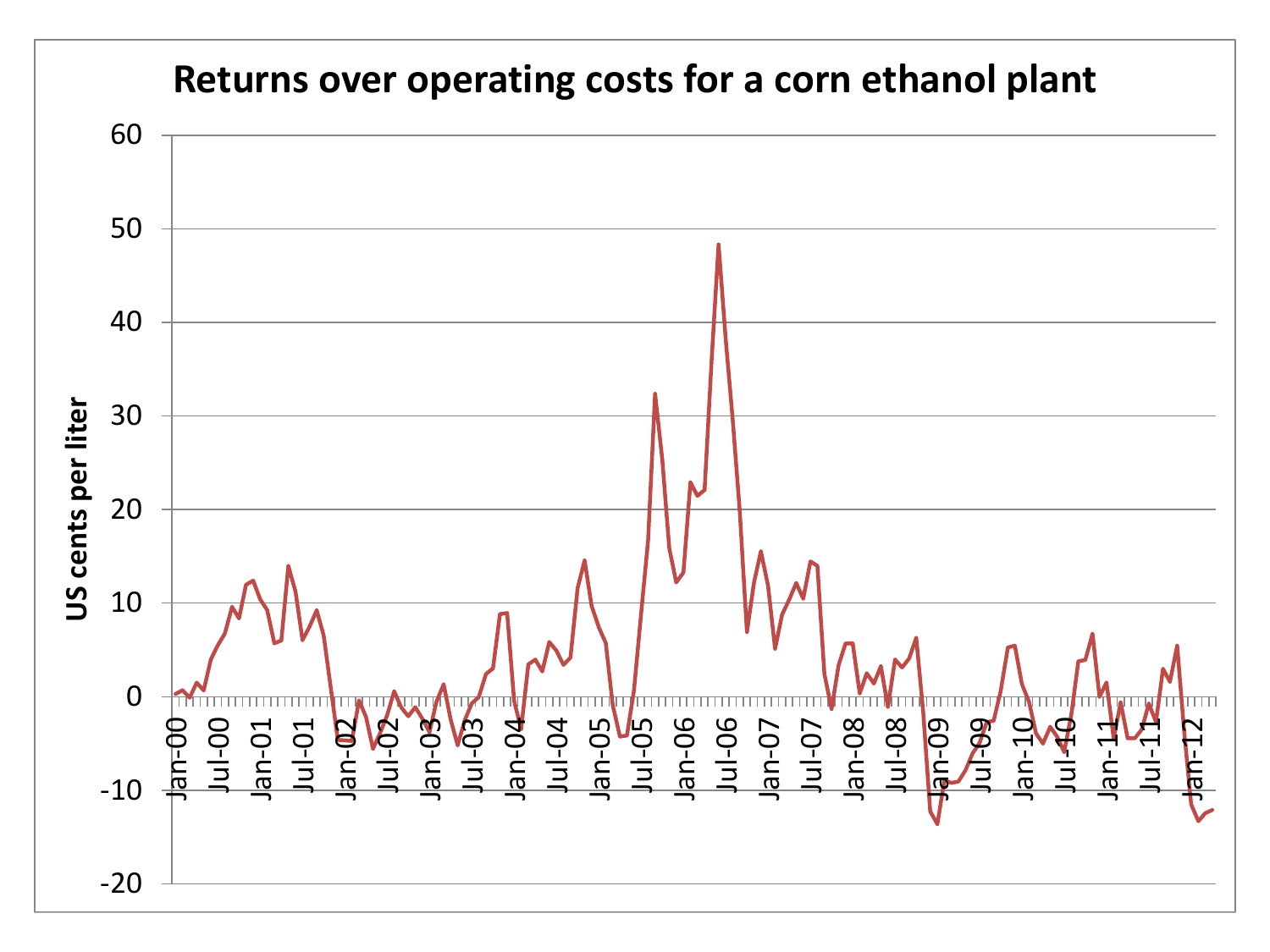# Returns over operating costs for a corn ethanol plant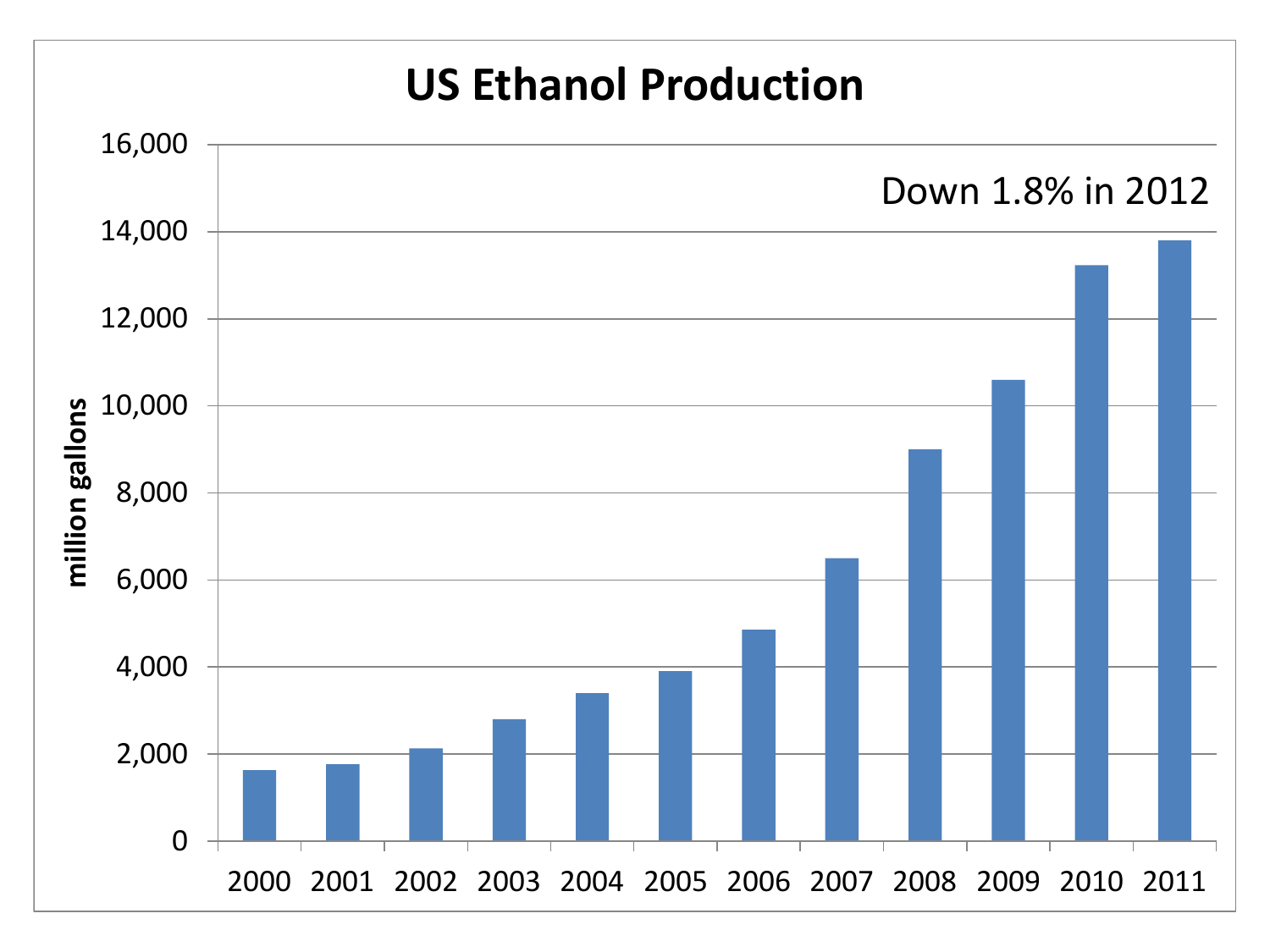# US Ethanol Production

Down 1.8% in 2012

million gallons

16,000
14,000
12,000
10,000
8,000
6,000
4,000
2,000
0

2000 2001 2002 2003 2004 2005 2006 2007 2008 2009 2010 2011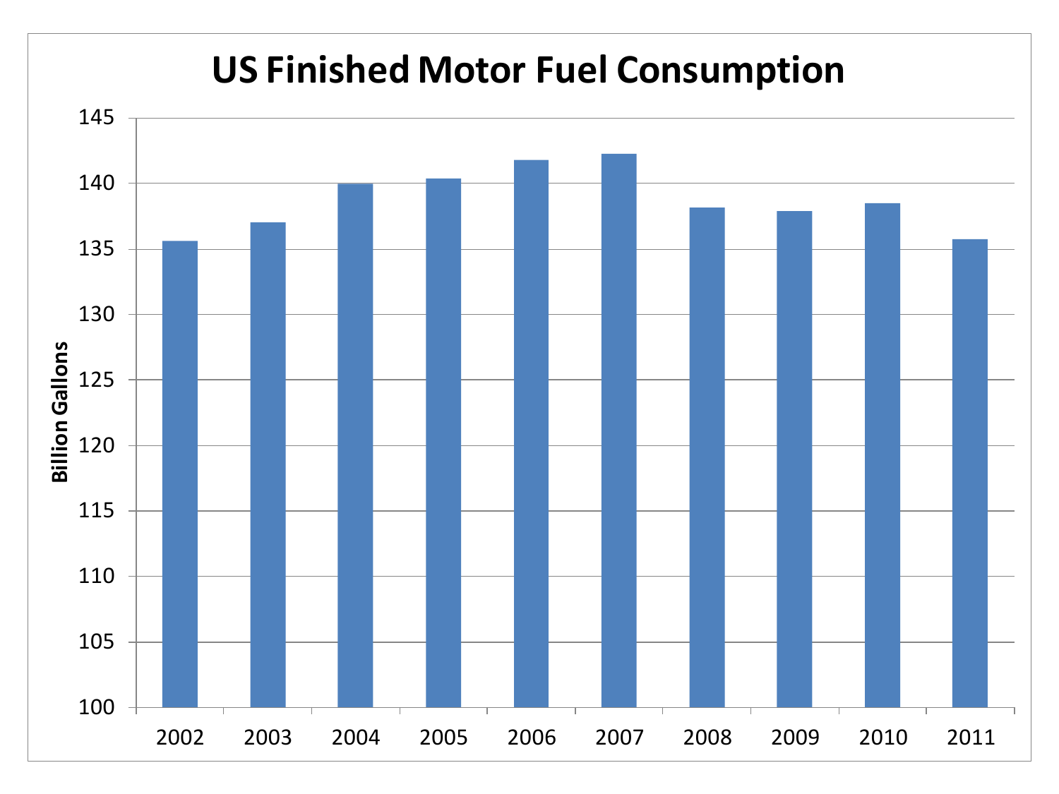# US Finished Motor Fuel Consumption

Billion Gallons

145
140
135
130
125
120
115
110
105
100

2002 2003 2004 2005 2006 2007 2008 2009 2010 2011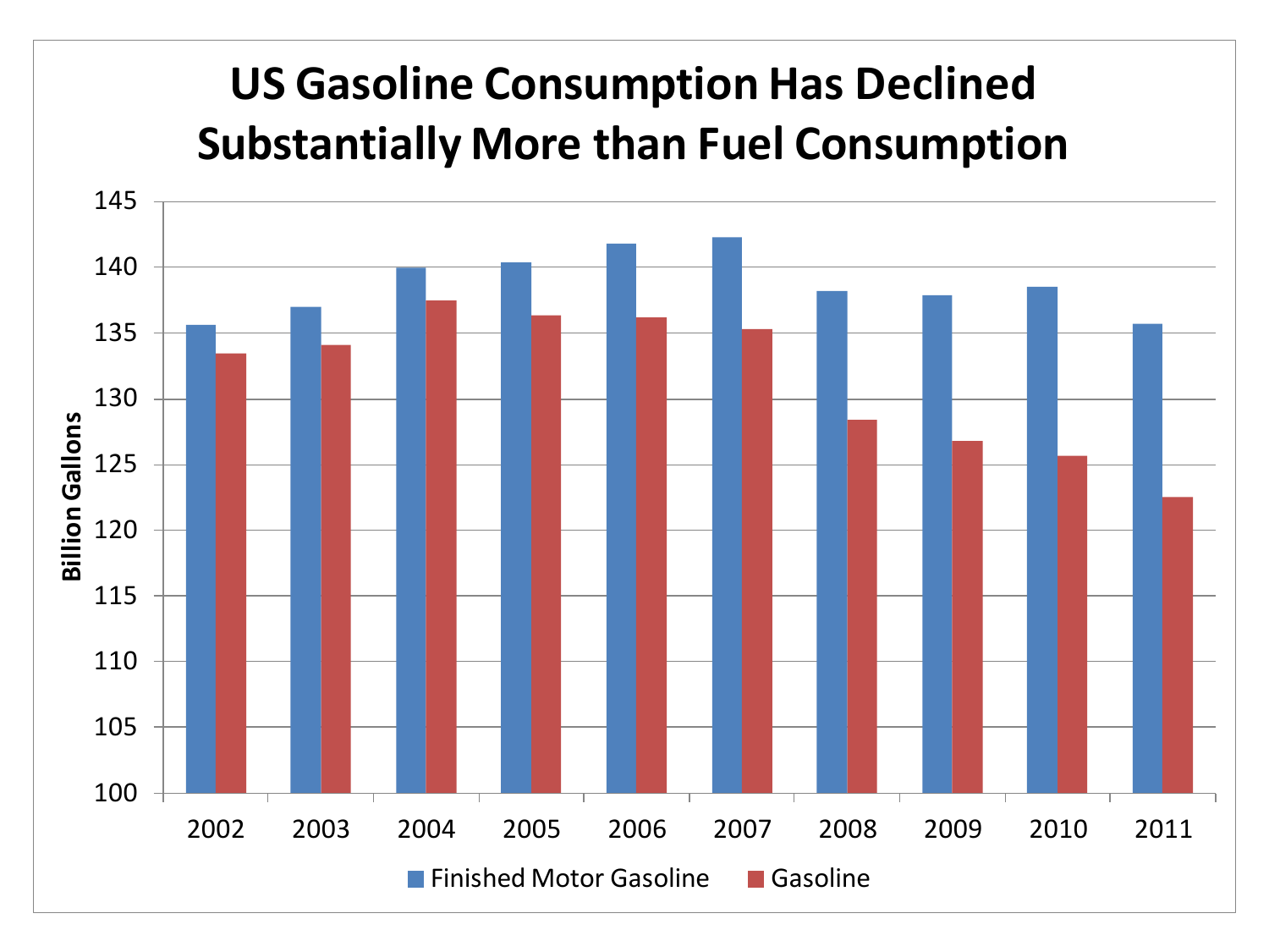# US Gasoline Consumption Has Declined Substantially More than Fuel Consumption

| Year | Finished Motor Gasoline (Billion Gallons) | Gasoline (Billion Gallons) |
| --- | --- | --- |
| 2002 | 135.6 | 133.5 |
| 2003 | 137.0 | 134.1 |
| 2004 | 140.0 | 137.5 |
| 2005 | 140.4 | 136.4 |
| 2006 | 141.8 | 136.2 |
| 2007 | 142.3 | 135.3 |
| 2008 | 138.2 | 128.4 |
| 2009 | 137.9 | 126.8 |
| 2010 | 138.5 | 125.7 |
| 2011 | 135.7 | 122.5 |

*Values are approximate, estimated from the bar chart.*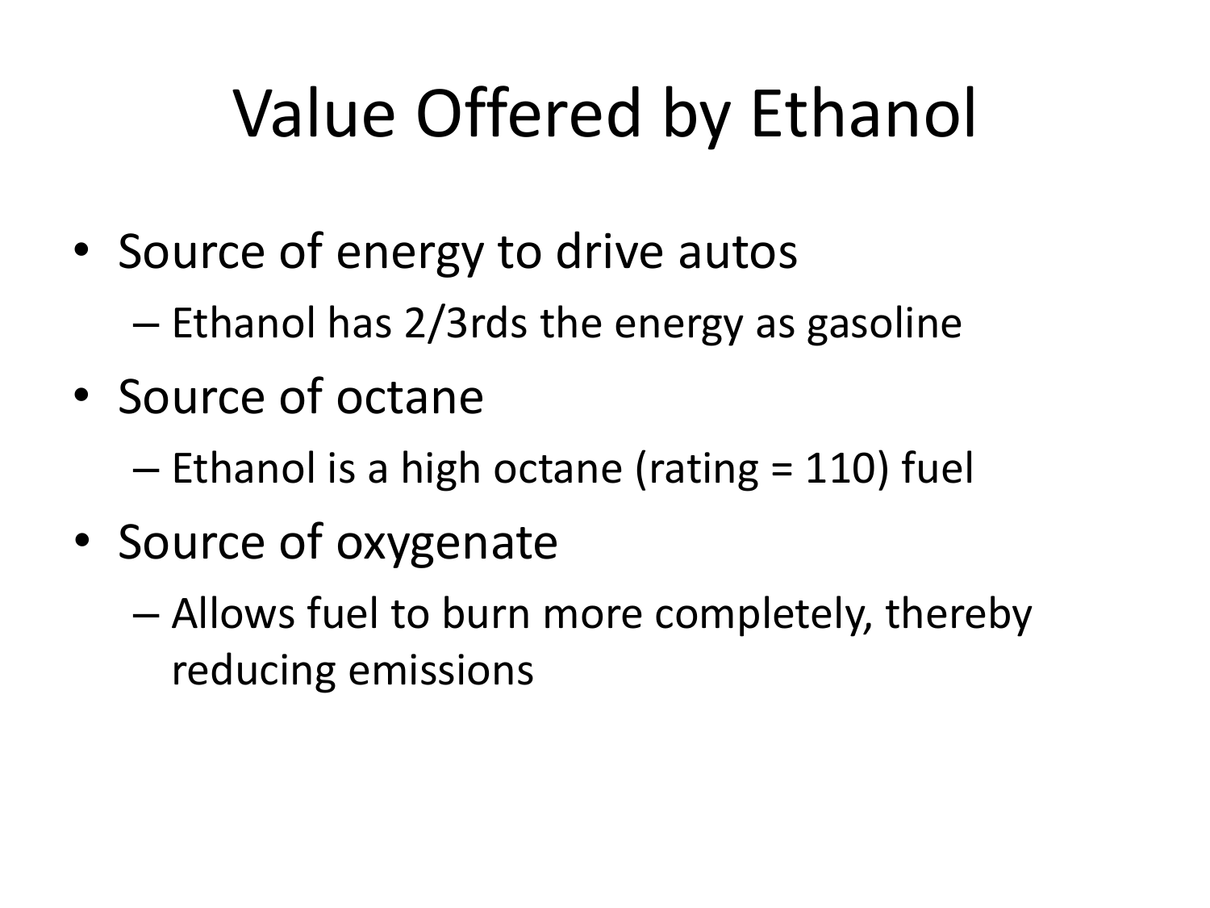# Value Offered by Ethanol

- Source of energy to drive autos
  - Ethanol has 2/3rds the energy as gasoline
- Source of octane
  - Ethanol is a high octane (rating = 110) fuel
- Source of oxygenate
  - Allows fuel to burn more completely, thereby reducing emissions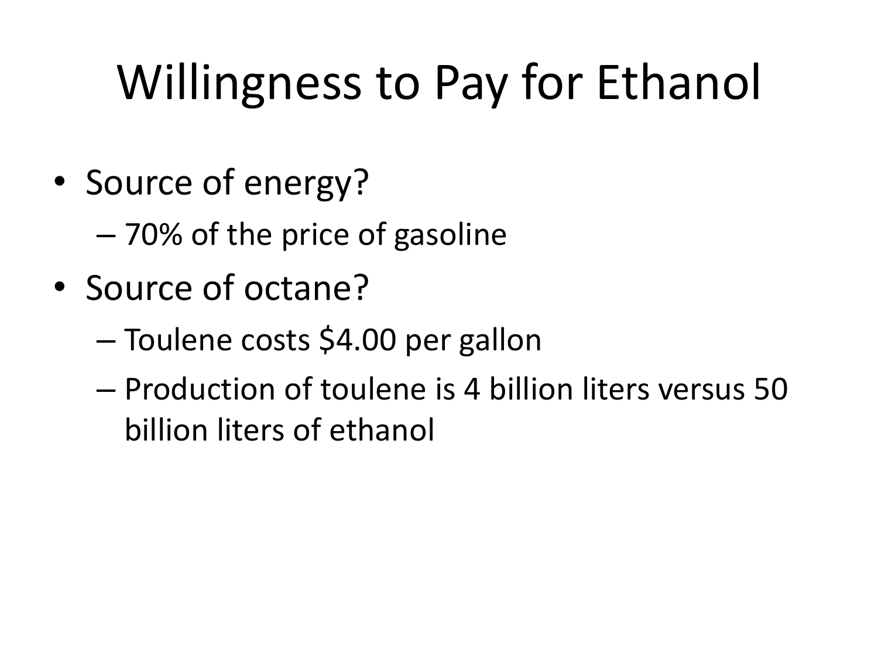# Willingness to Pay for Ethanol

- Source of energy?
  - 70% of the price of gasoline
- Source of octane?
  - Toulene costs $4.00 per gallon
  - Production of toulene is 4 billion liters versus 50 billion liters of ethanol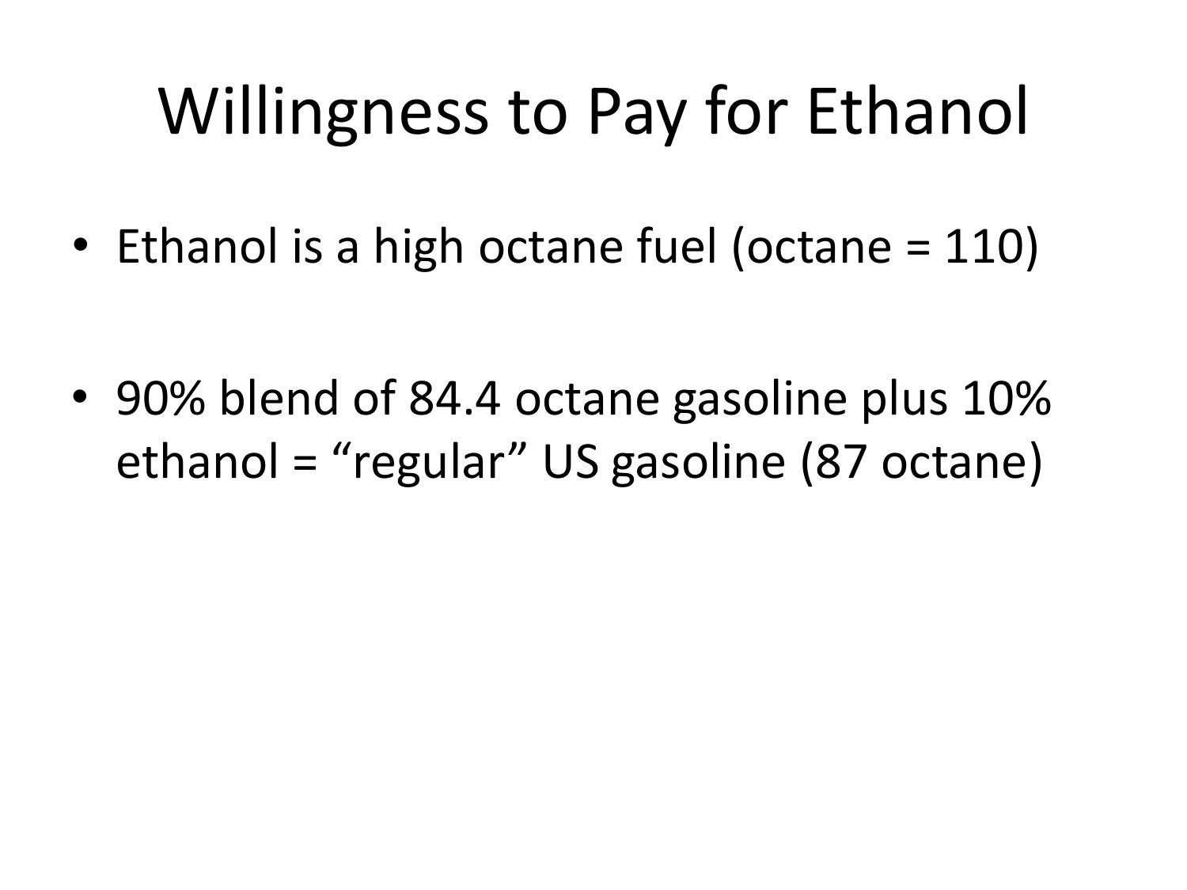# Willingness to Pay for Ethanol

- Ethanol is a high octane fuel (octane = 110)
- 90% blend of 84.4 octane gasoline plus 10% ethanol = "regular" US gasoline (87 octane)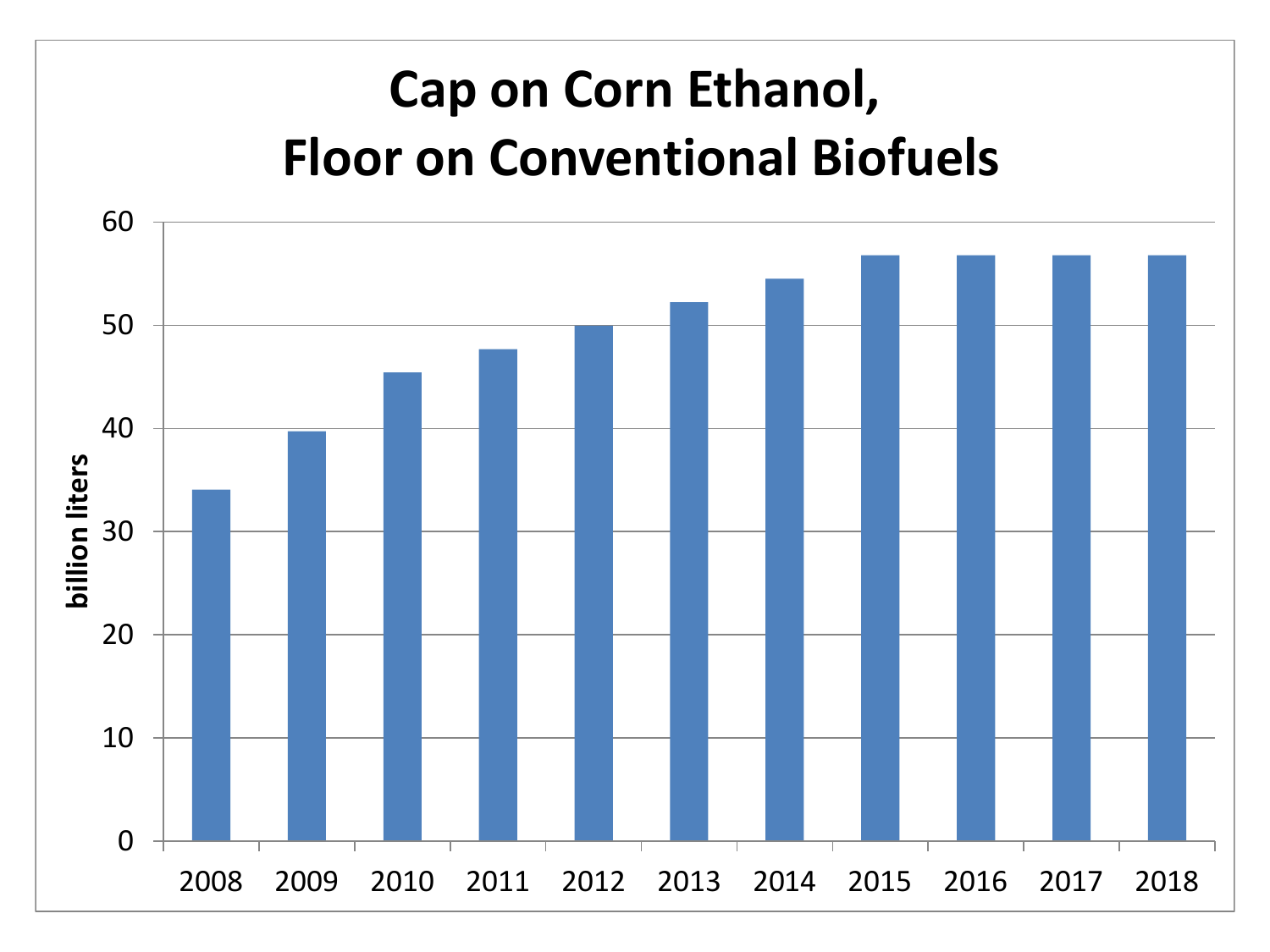# Cap on Corn Ethanol, Floor on Conventional Biofuels

| Year | billion liters |
| --- | --- |
| 2008 | 34 |
| 2009 | 39.7 |
| 2010 | 45.4 |
| 2011 | 47.7 |
| 2012 | 50 |
| 2013 | 52.2 |
| 2014 | 54.5 |
| 2015 | 56.8 |
| 2016 | 56.8 |
| 2017 | 56.8 |
| 2018 | 56.8 |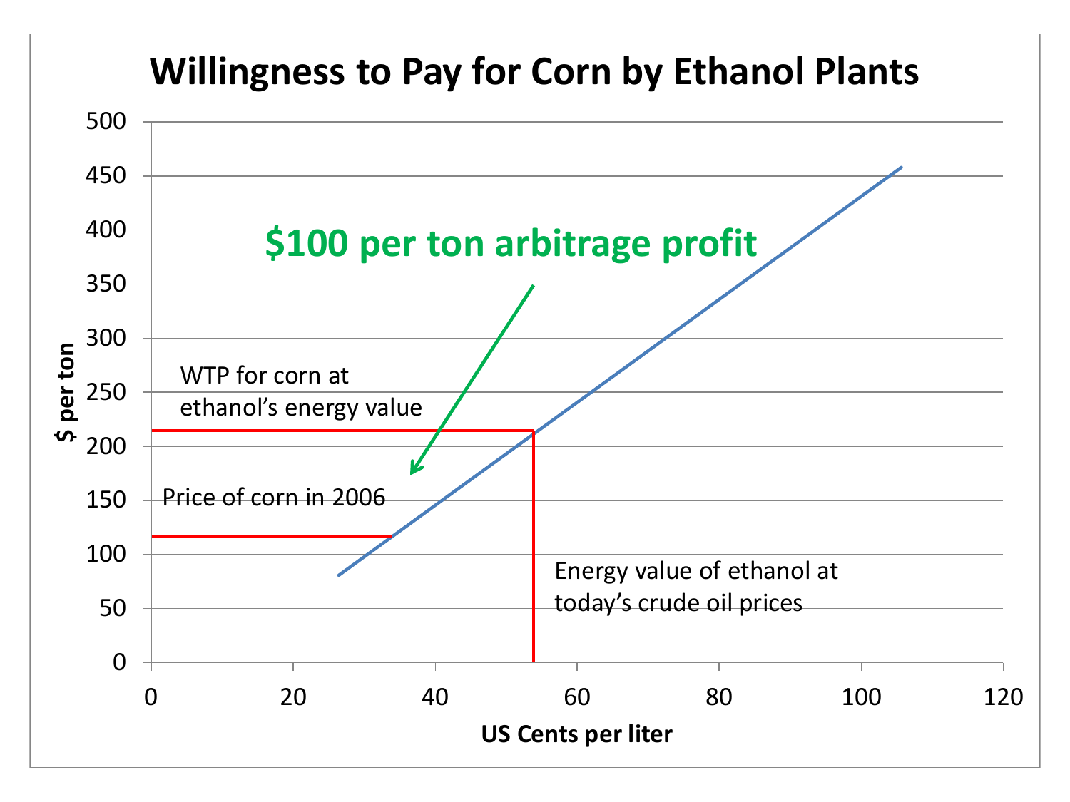# Willingness to Pay for Corn by Ethanol Plants

**$100 per ton arbitrage profit**

WTP for corn at ethanol's energy value

Price of corn in 2006

Energy value of ethanol at today's crude oil prices

**$ per ton**

**US Cents per liter**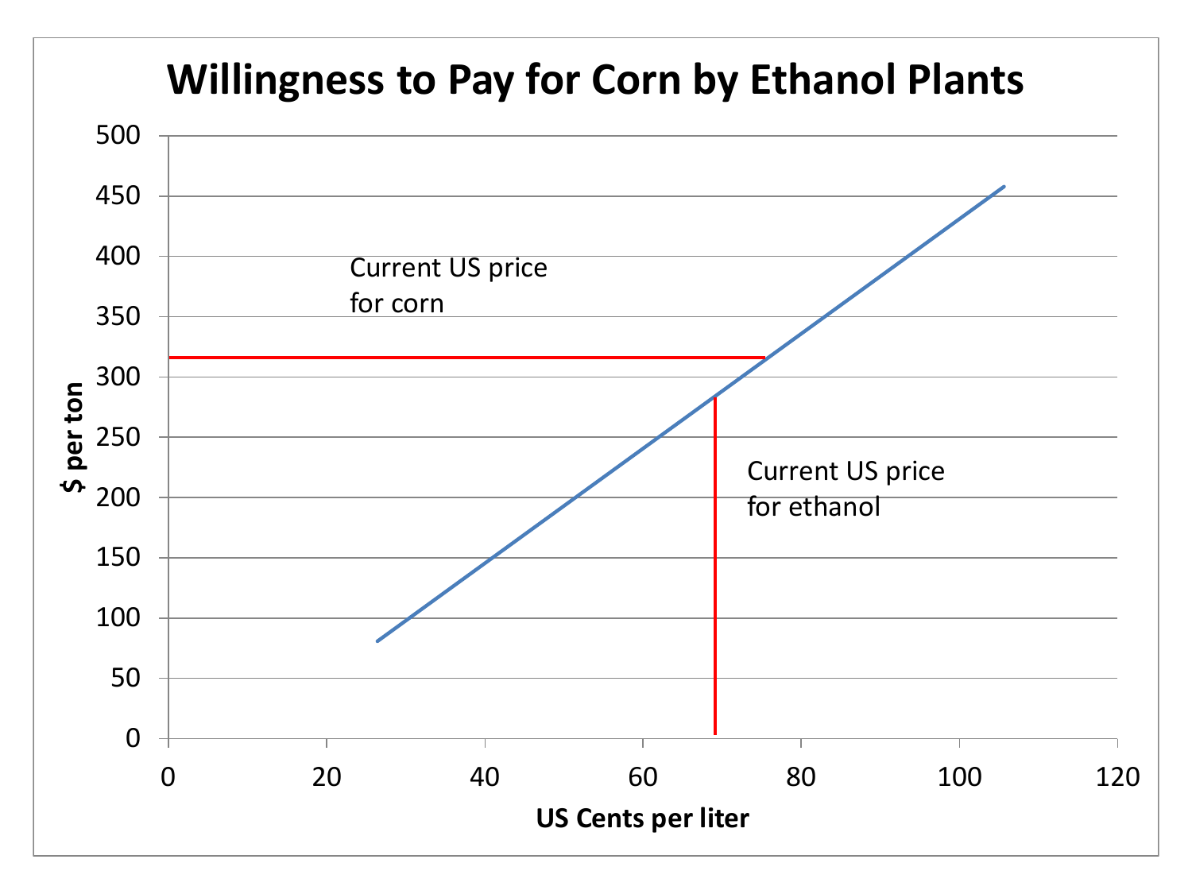# Willingness to Pay for Corn by Ethanol Plants

$ per ton

US Cents per liter

Current US price for corn

Current US price for ethanol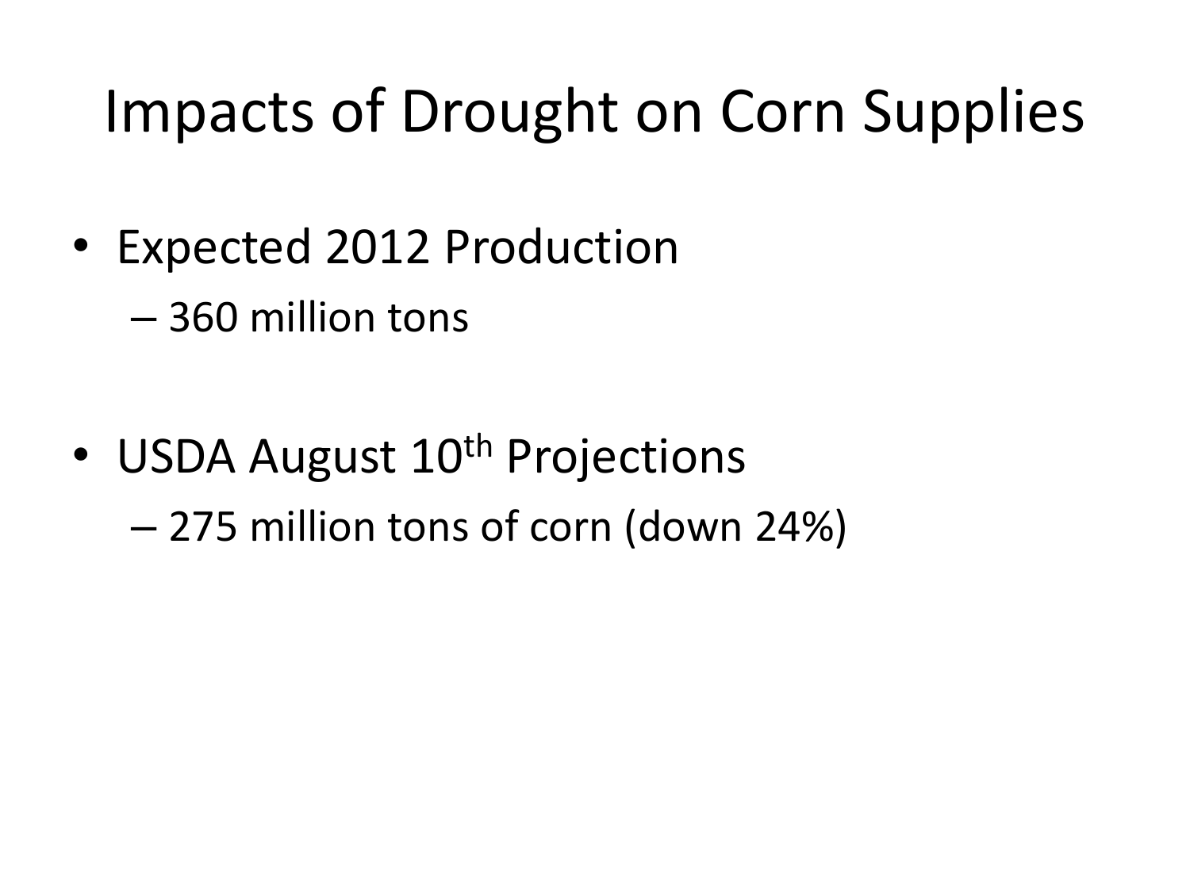# Impacts of Drought on Corn Supplies

- Expected 2012 Production
  - 360 million tons
- USDA August 10th Projections
  - 275 million tons of corn (down 24%)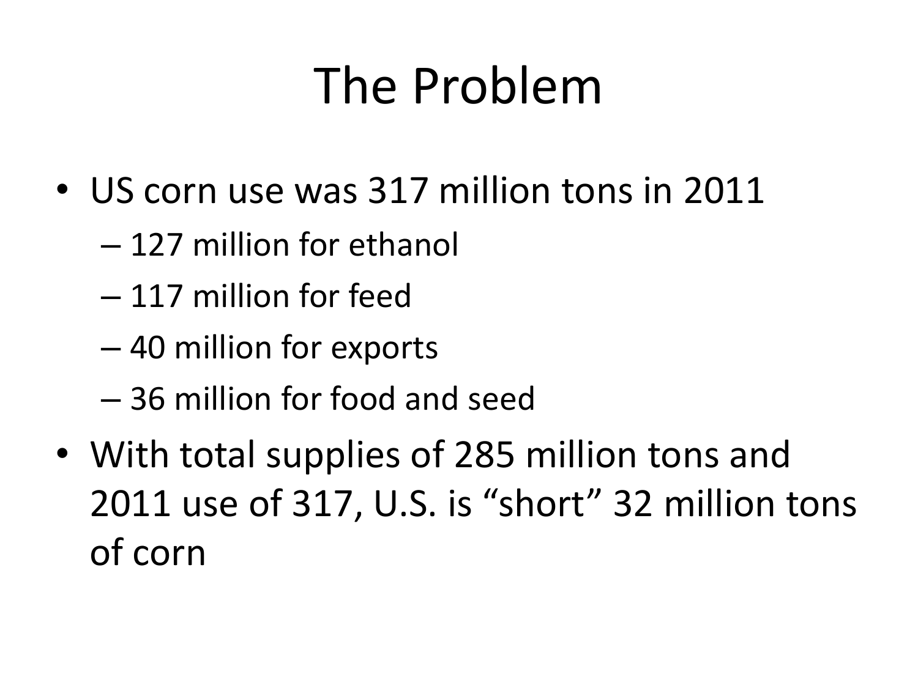# The Problem

- US corn use was 317 million tons in 2011
  - 127 million for ethanol
  - 117 million for feed
  - 40 million for exports
  - 36 million for food and seed
- With total supplies of 285 million tons and 2011 use of 317, U.S. is “short” 32 million tons of corn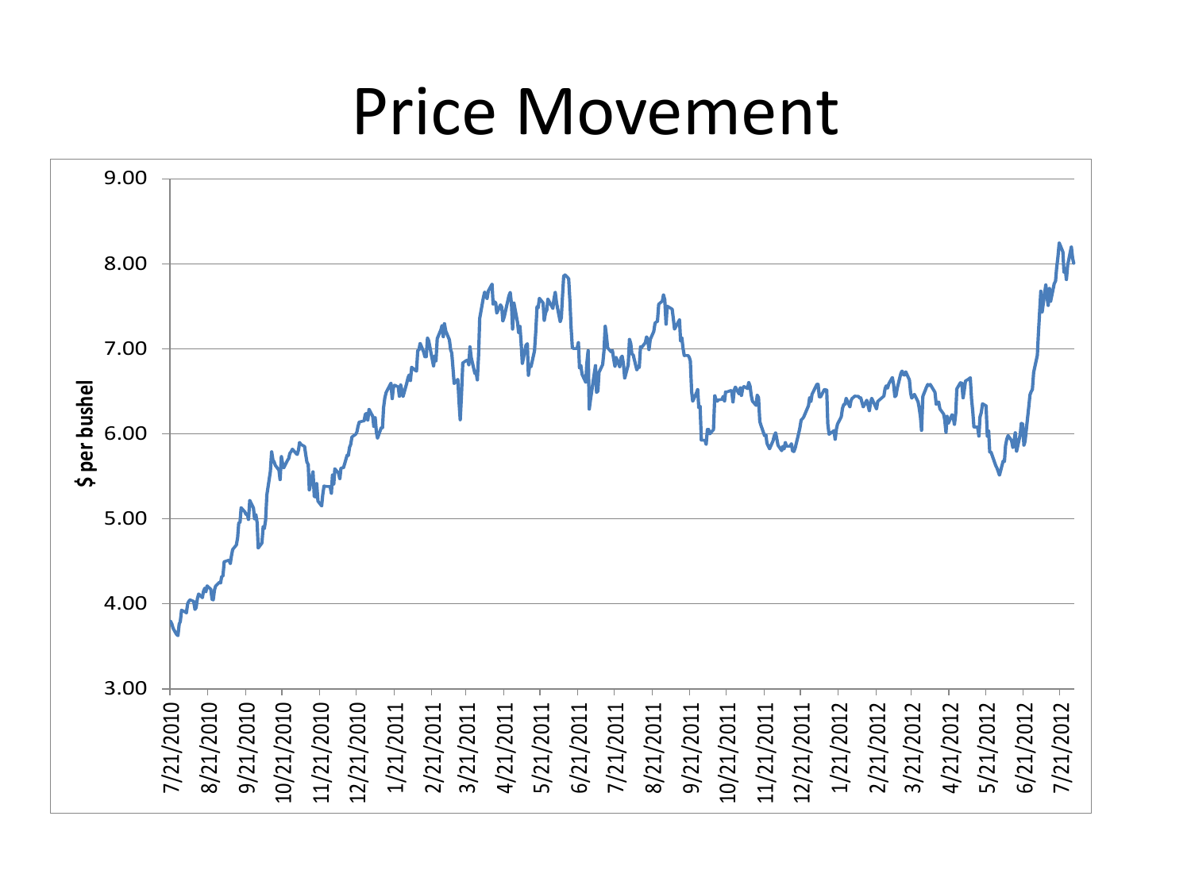# Price Movement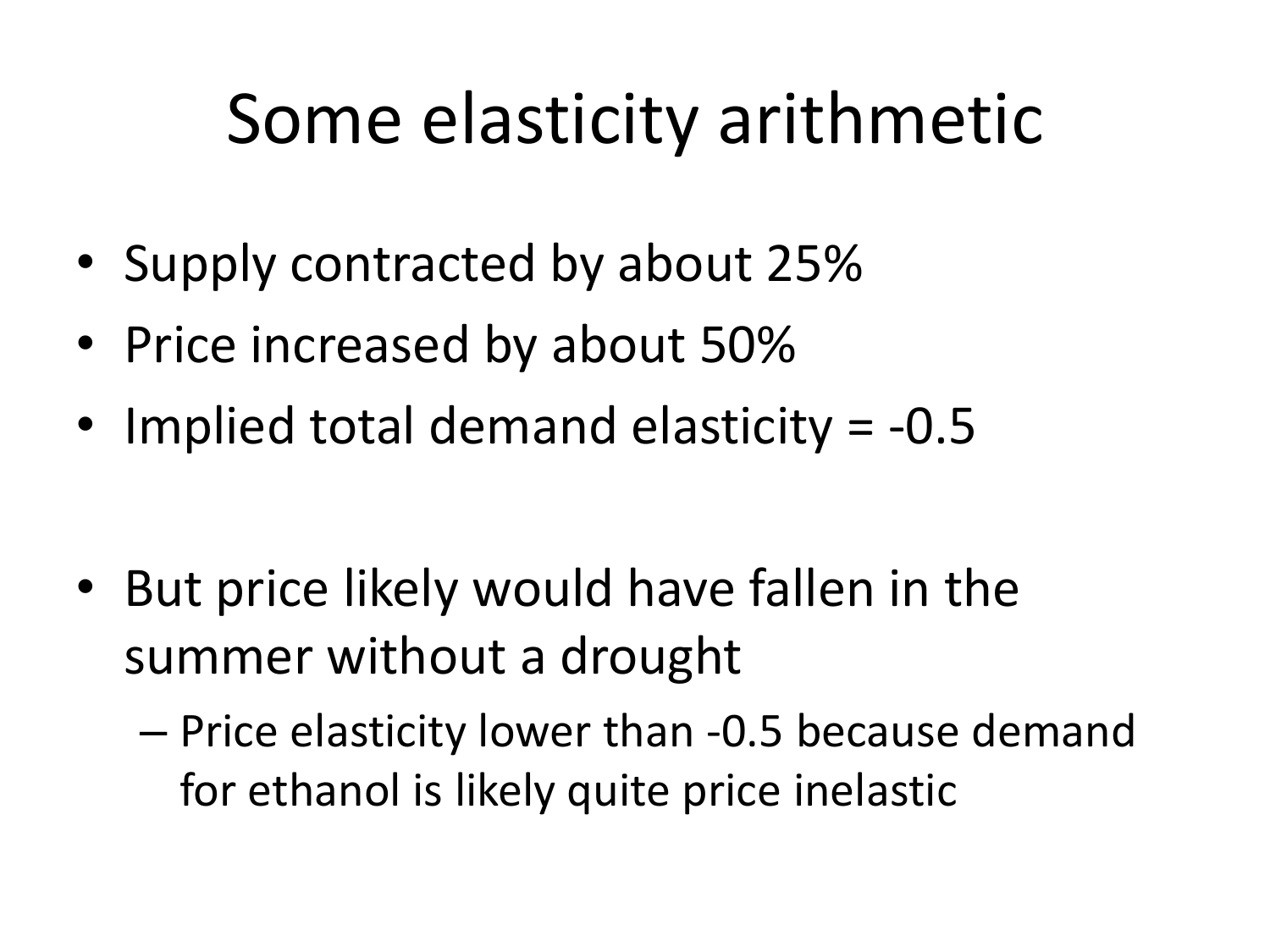# Some elasticity arithmetic

- Supply contracted by about 25%
- Price increased by about 50%
- Implied total demand elasticity = -0.5

- But price likely would have fallen in the summer without a drought
  - Price elasticity lower than -0.5 because demand for ethanol is likely quite price inelastic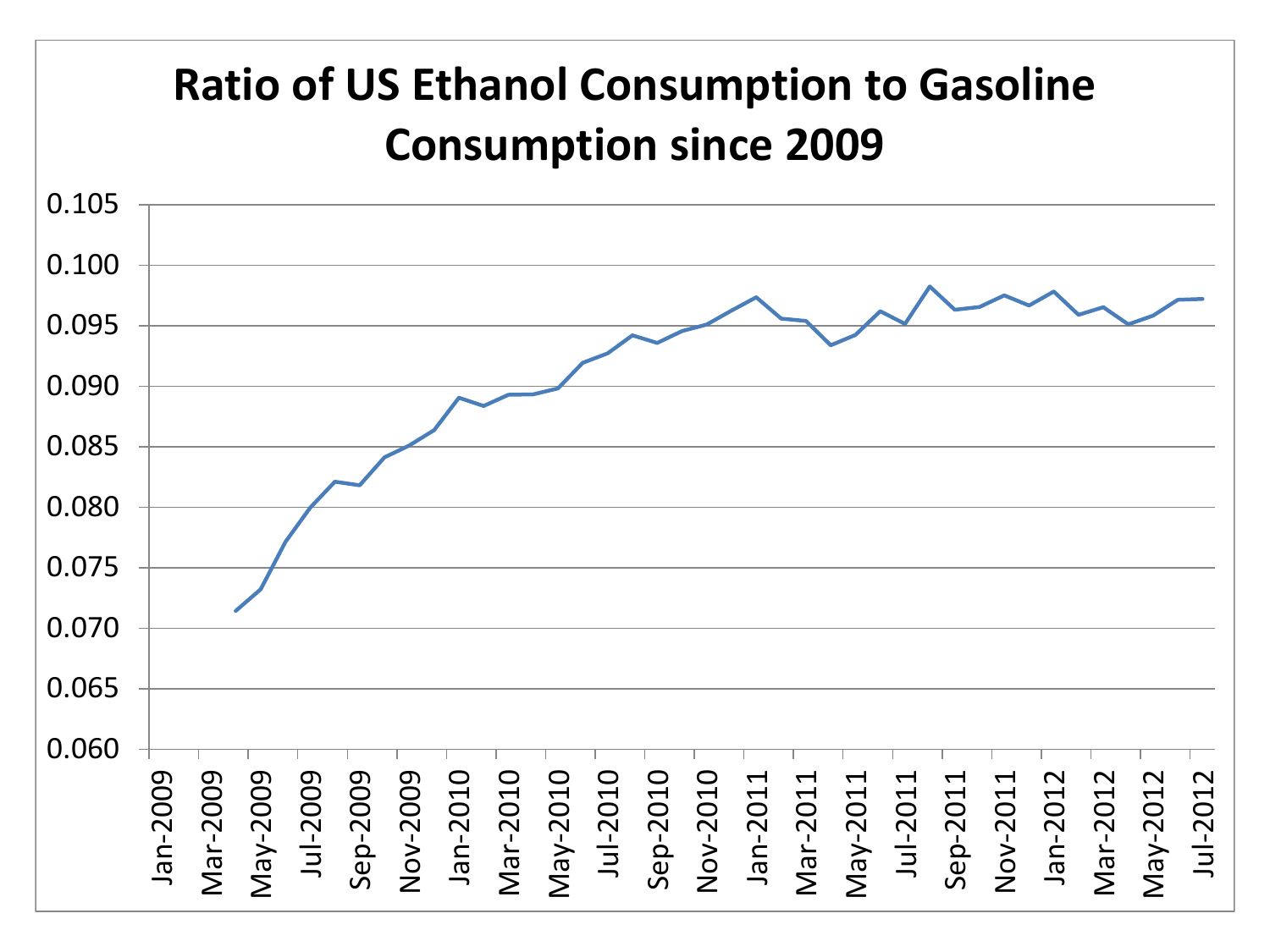# Ratio of US Ethanol Consumption to Gasoline Consumption since 2009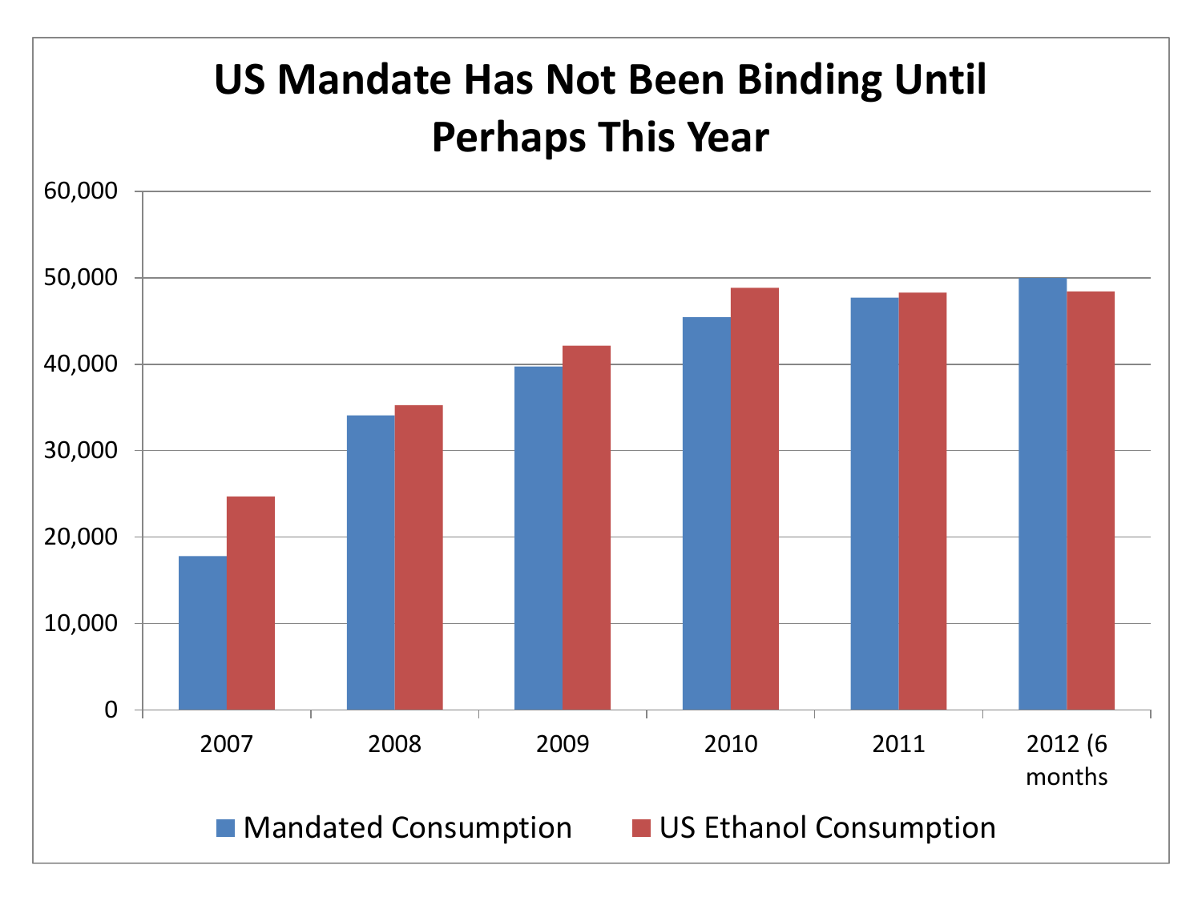# US Mandate Has Not Been Binding Until Perhaps This Year

| Year | Mandated Consumption | US Ethanol Consumption |
|---|---|---|
| 2007 | ~17,800 | ~24,700 |
| 2008 | ~34,100 | ~35,200 |
| 2009 | ~39,700 | ~42,100 |
| 2010 | ~45,400 | ~48,800 |
| 2011 | ~47,700 | ~48,300 |
| 2012 (6 months | ~50,000 | ~48,400 |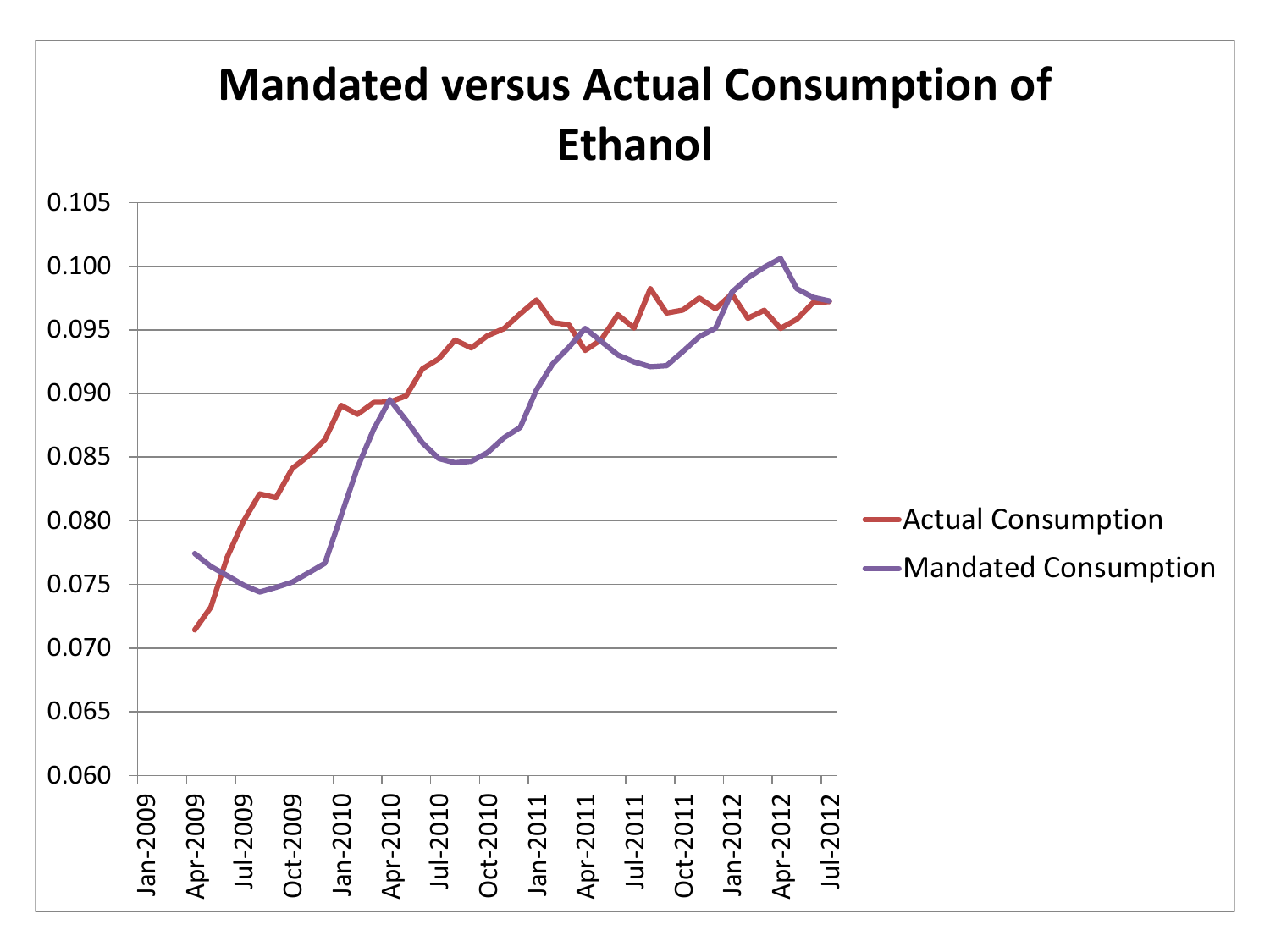# Mandated versus Actual Consumption of Ethanol

0.105
0.100
0.095
0.090
0.085
0.080
0.075
0.070
0.065
0.060

Jan-2009 Apr-2009 Jul-2009 Oct-2009 Jan-2010 Apr-2010 Jul-2010 Oct-2010 Jan-2011 Apr-2011 Jul-2011 Oct-2011 Jan-2012 Apr-2012 Jul-2012

Actual Consumption

Mandated Consumption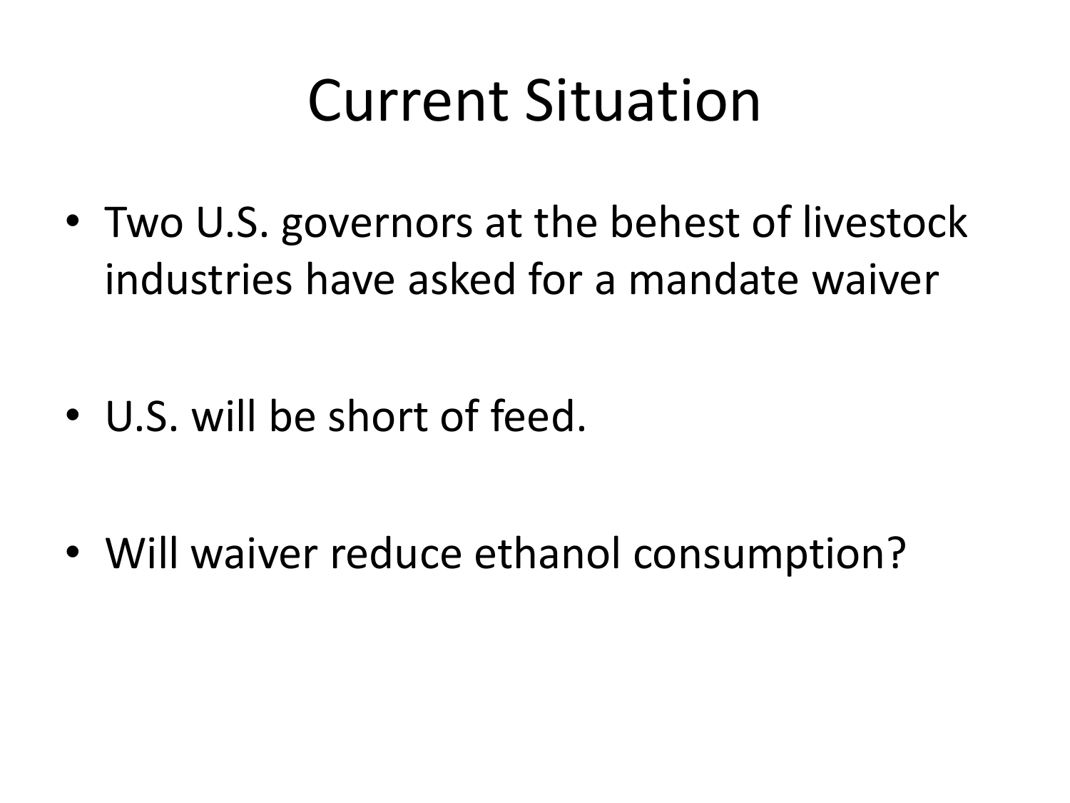# Current Situation

- Two U.S. governors at the behest of livestock industries have asked for a mandate waiver
- U.S. will be short of feed.
- Will waiver reduce ethanol consumption?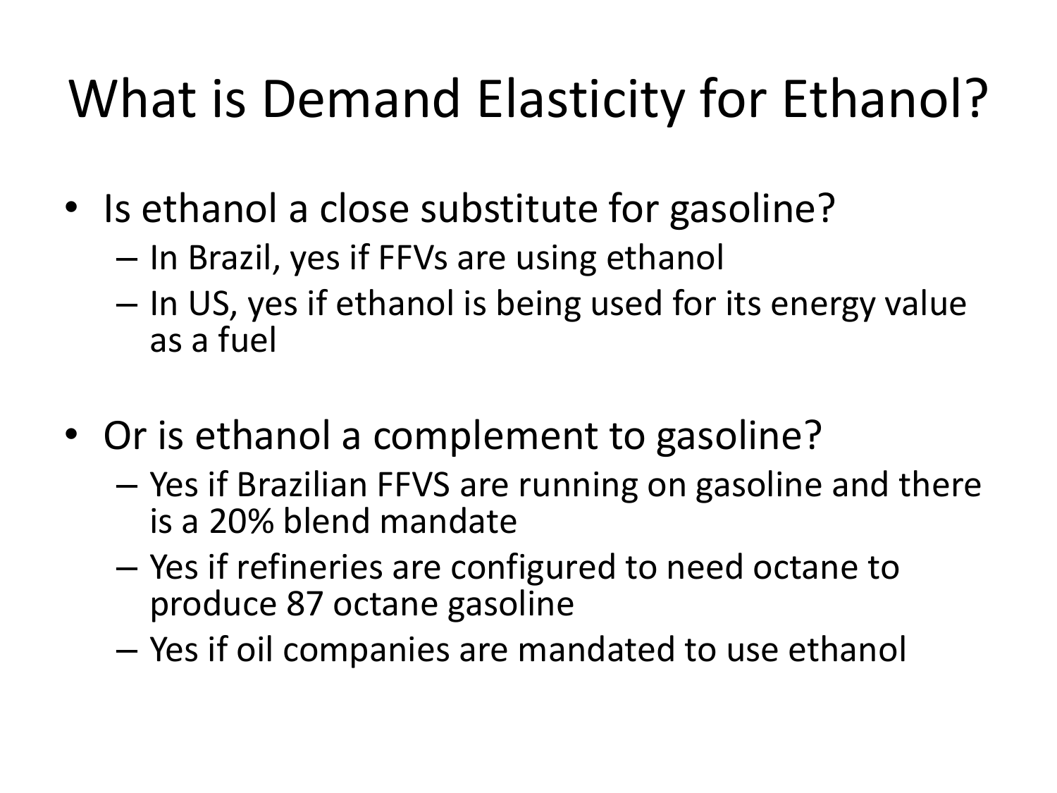# What is Demand Elasticity for Ethanol?

- Is ethanol a close substitute for gasoline?
  - In Brazil, yes if FFVs are using ethanol
  - In US, yes if ethanol is being used for its energy value as a fuel

- Or is ethanol a complement to gasoline?
  - Yes if Brazilian FFVS are running on gasoline and there is a 20% blend mandate
  - Yes if refineries are configured to need octane to produce 87 octane gasoline
  - Yes if oil companies are mandated to use ethanol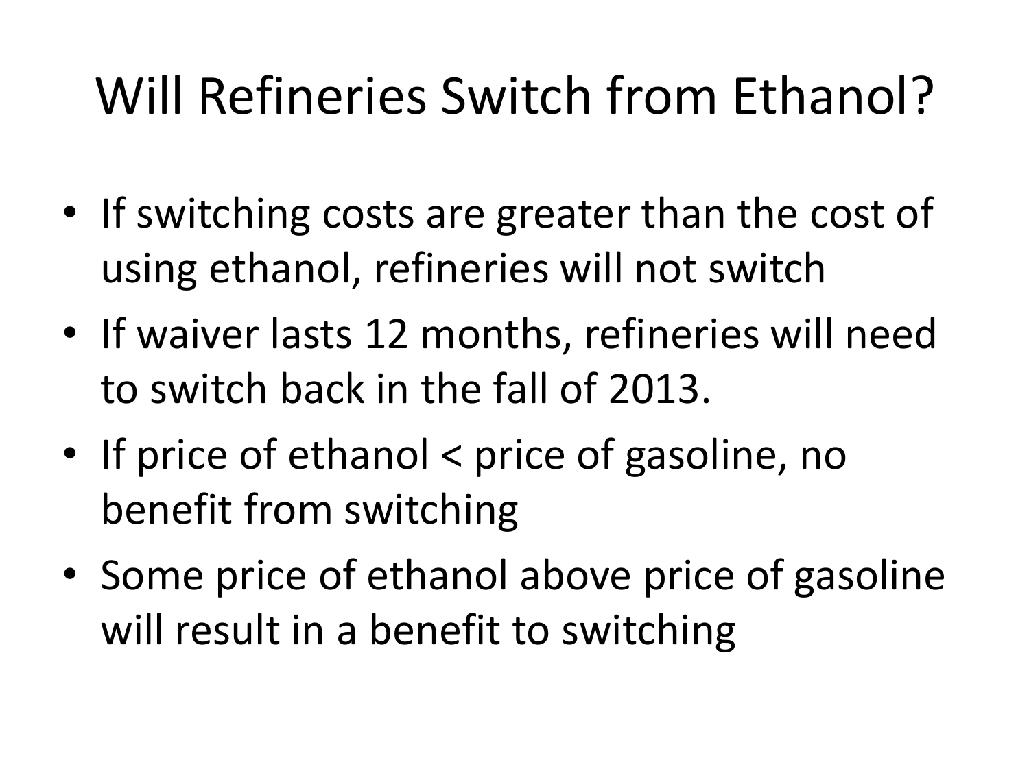# Will Refineries Switch from Ethanol?

- If switching costs are greater than the cost of using ethanol, refineries will not switch
- If waiver lasts 12 months, refineries will need to switch back in the fall of 2013.
- If price of ethanol < price of gasoline, no benefit from switching
- Some price of ethanol above price of gasoline will result in a benefit to switching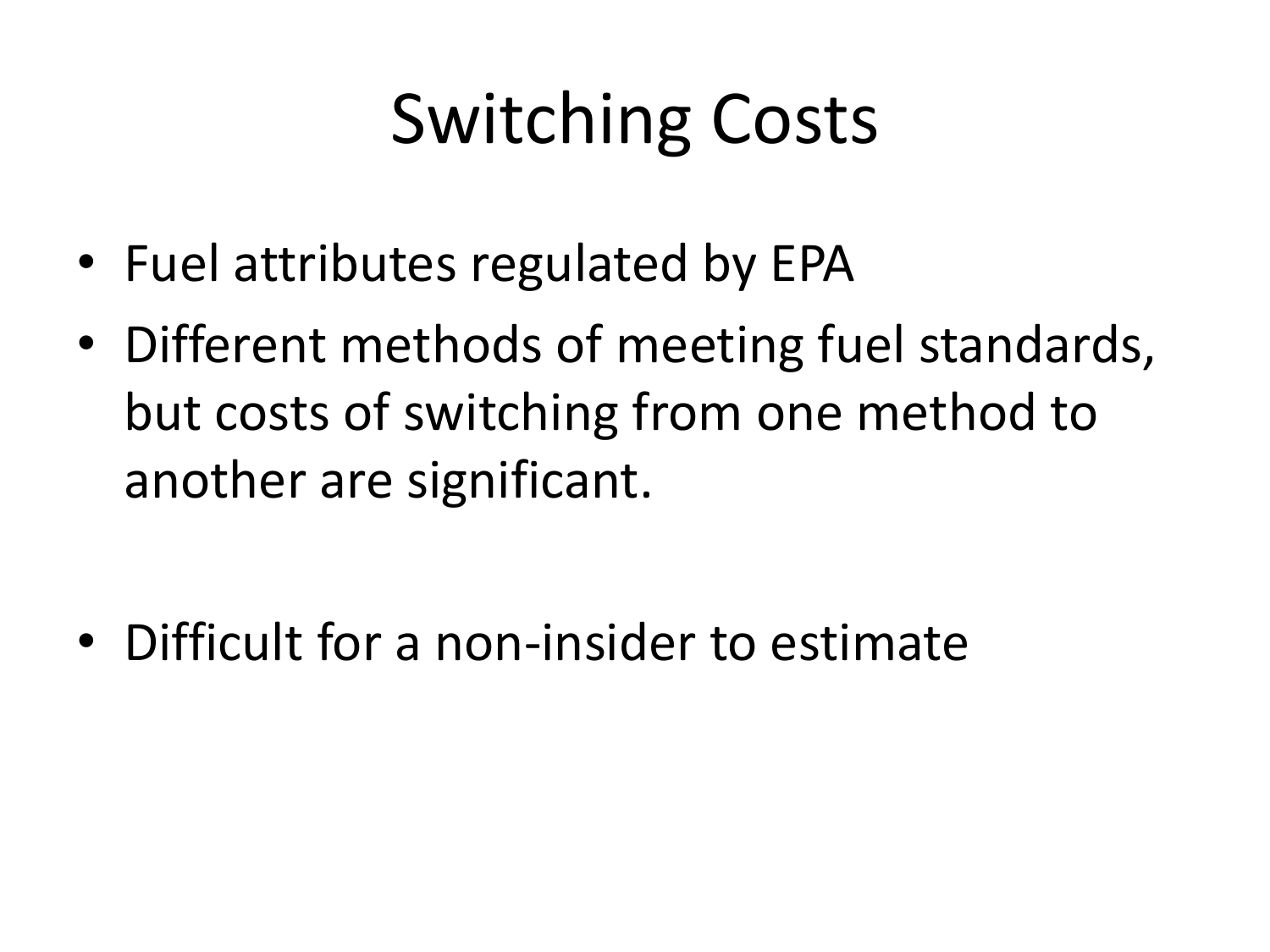# Switching Costs

- Fuel attributes regulated by EPA
- Different methods of meeting fuel standards, but costs of switching from one method to another are significant.
- Difficult for a non-insider to estimate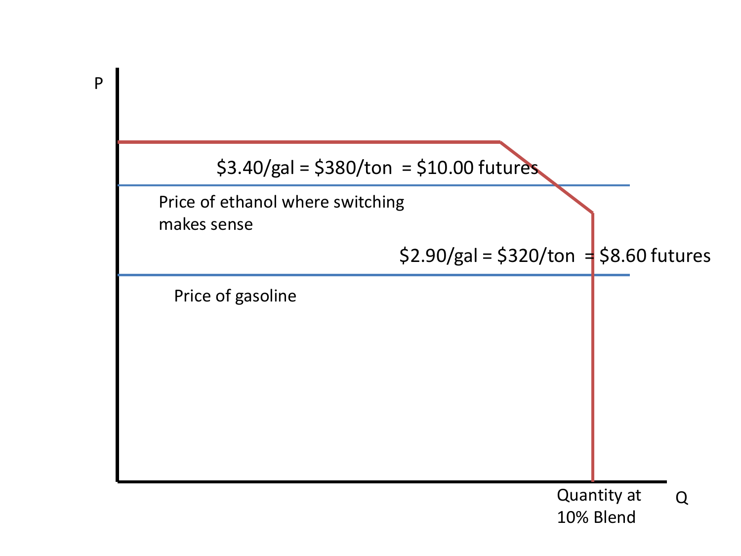P

$3.40/gal = $380/ton = $10.00 futures

Price of ethanol where switching makes sense

$2.90/gal = $320/ton = $8.60 futures

Price of gasoline

Quantity at 10% Blend

Q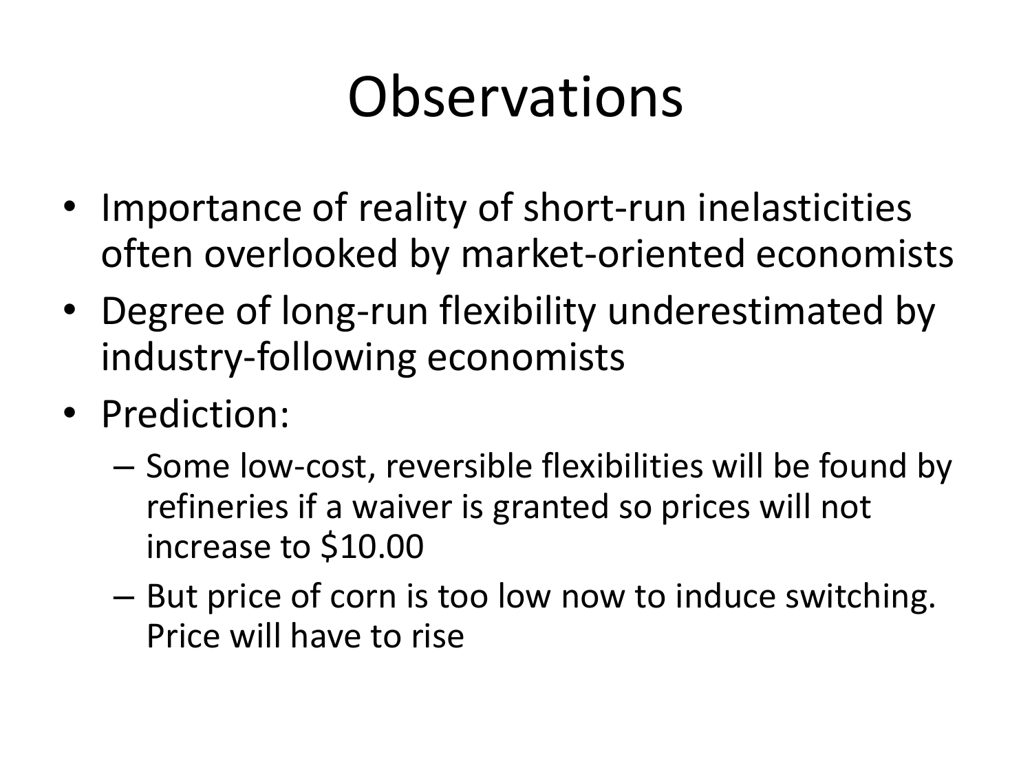# Observations

- Importance of reality of short-run inelasticities often overlooked by market-oriented economists
- Degree of long-run flexibility underestimated by industry-following economists
- Prediction:
  - Some low-cost, reversible flexibilities will be found by refineries if a waiver is granted so prices will not increase to $10.00
  - But price of corn is too low now to induce switching. Price will have to rise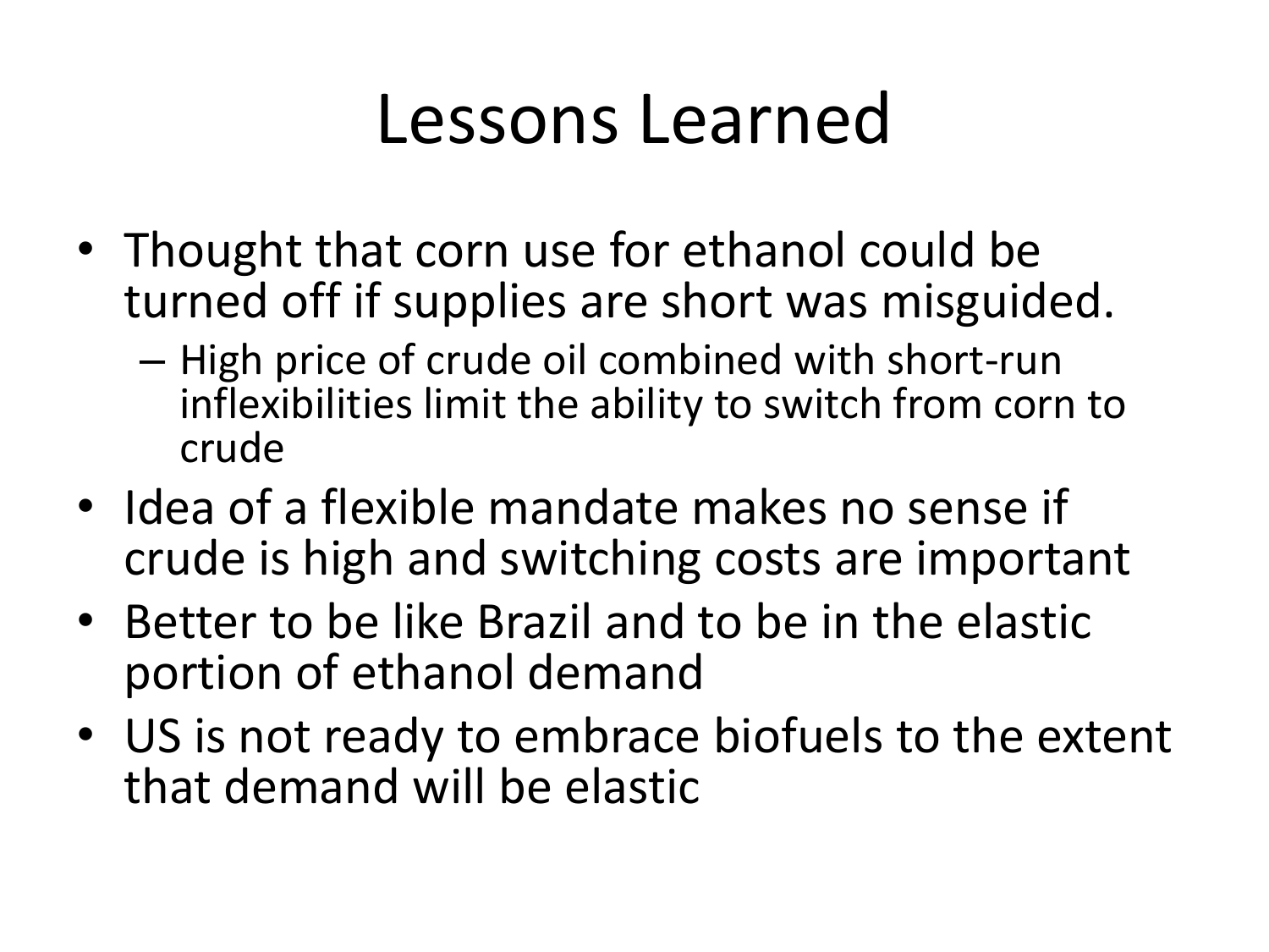# Lessons Learned

- Thought that corn use for ethanol could be turned off if supplies are short was misguided.
  - High price of crude oil combined with short-run inflexibilities limit the ability to switch from corn to crude
- Idea of a flexible mandate makes no sense if crude is high and switching costs are important
- Better to be like Brazil and to be in the elastic portion of ethanol demand
- US is not ready to embrace biofuels to the extent that demand will be elastic